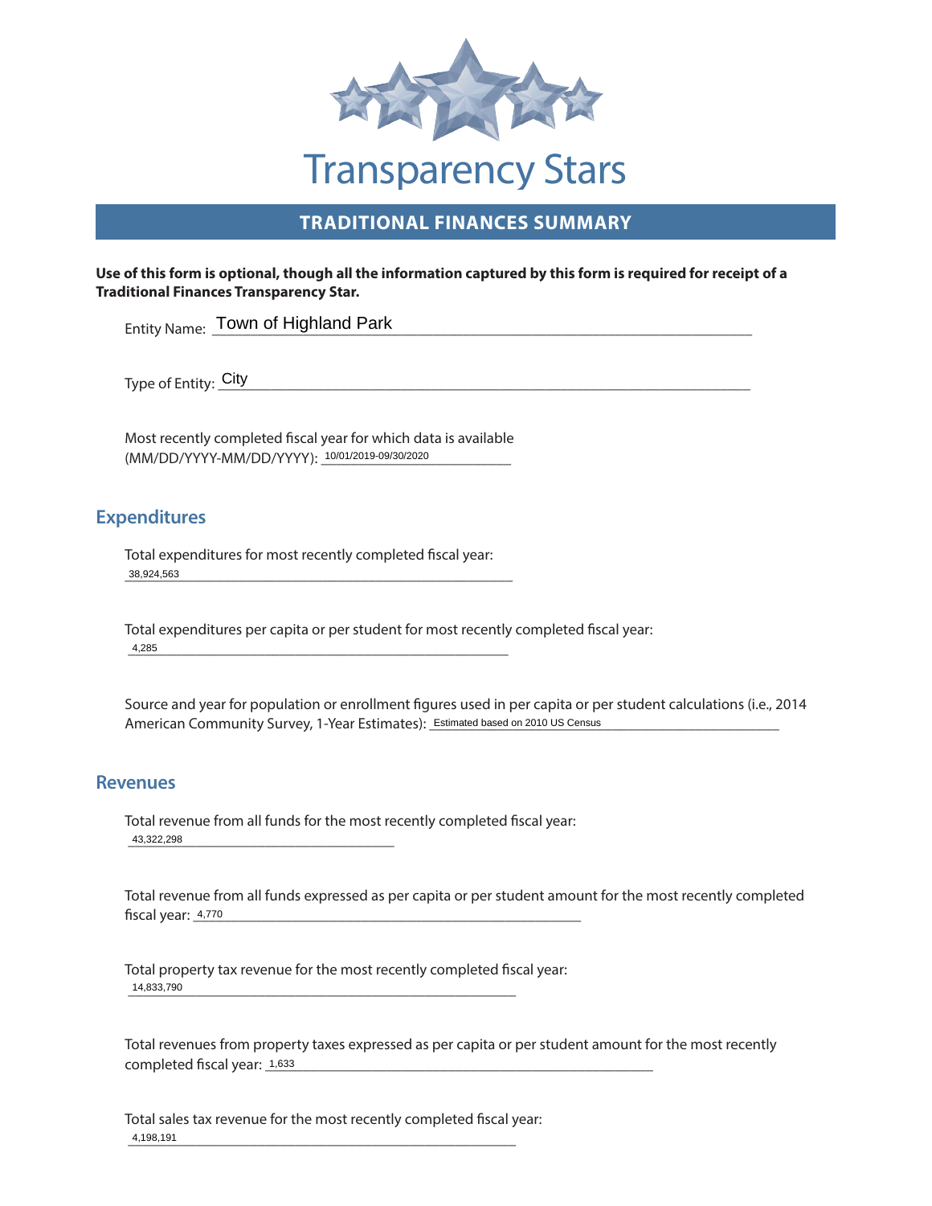# Transparency Stars

## TRADITIONAL FINANCES SUMMARY

**Use of this form is optional, though all the information captured by this form is required for receipt of a Traditional Finances Transparency Star.**

Entity Name: Town of Highland Park

Type of Entity: City

Most recently completed fiscal year for which data is available (MM/DD/YYYY-MM/DD/YYYY): 10/01/2019-09/30/2020

## Expenditures

Total expenditures for most recently completed fiscal year:
38,924,563

Total expenditures per capita or per student for most recently completed fiscal year:
4,285

Source and year for population or enrollment figures used in per capita or per student calculations (i.e., 2014 American Community Survey, 1-Year Estimates): Estimated based on 2010 US Census

## Revenues

Total revenue from all funds for the most recently completed fiscal year:
43,322,298

Total revenue from all funds expressed as per capita or per student amount for the most recently completed fiscal year: 4,770

Total property tax revenue for the most recently completed fiscal year:
14,833,790

Total revenues from property taxes expressed as per capita or per student amount for the most recently completed fiscal year: 1,633

Total sales tax revenue for the most recently completed fiscal year:
4,198,191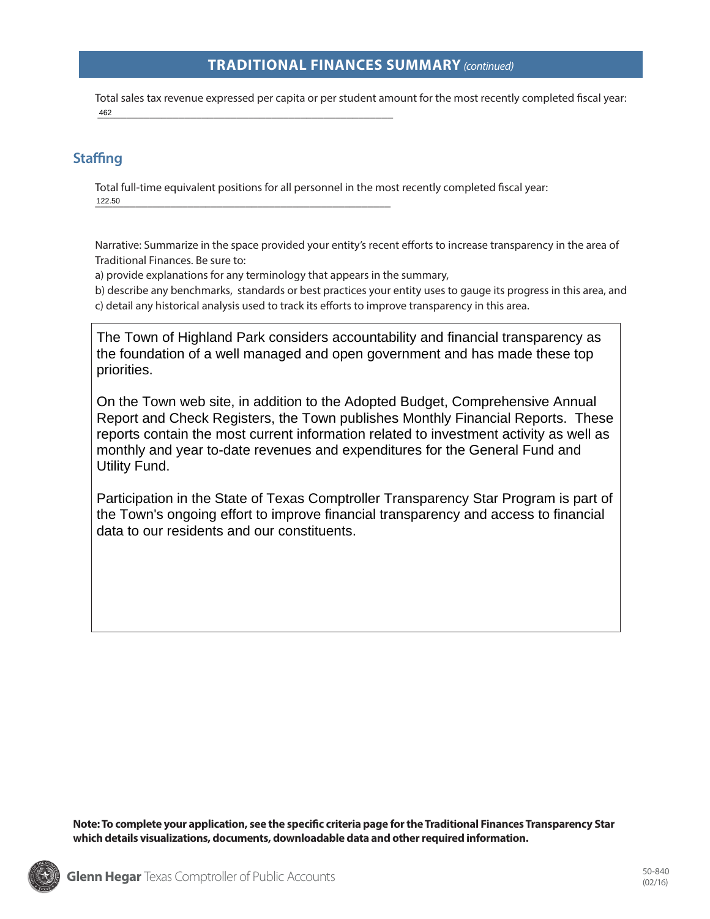## TRADITIONAL FINANCES SUMMARY *(continued)*

Total sales tax revenue expressed per capita or per student amount for the most recently completed fiscal year:

462

### Staffing

Total full-time equivalent positions for all personnel in the most recently completed fiscal year:

122.50

Narrative: Summarize in the space provided your entity's recent efforts to increase transparency in the area of Traditional Finances. Be sure to:

a) provide explanations for any terminology that appears in the summary,
b) describe any benchmarks, standards or best practices your entity uses to gauge its progress in this area, and
c) detail any historical analysis used to track its efforts to improve transparency in this area.

The Town of Highland Park considers accountability and financial transparency as the foundation of a well managed and open government and has made these top priorities.

On the Town web site, in addition to the Adopted Budget, Comprehensive Annual Report and Check Registers, the Town publishes Monthly Financial Reports. These reports contain the most current information related to investment activity as well as monthly and year to-date revenues and expenditures for the General Fund and Utility Fund.

Participation in the State of Texas Comptroller Transparency Star Program is part of the Town's ongoing effort to improve financial transparency and access to financial data to our residents and our constituents.

**Note: To complete your application, see the specific criteria page for the Traditional Finances Transparency Star which details visualizations, documents, downloadable data and other required information.**

**Glenn Hegar** Texas Comptroller of Public Accounts

50-840
(02/16)